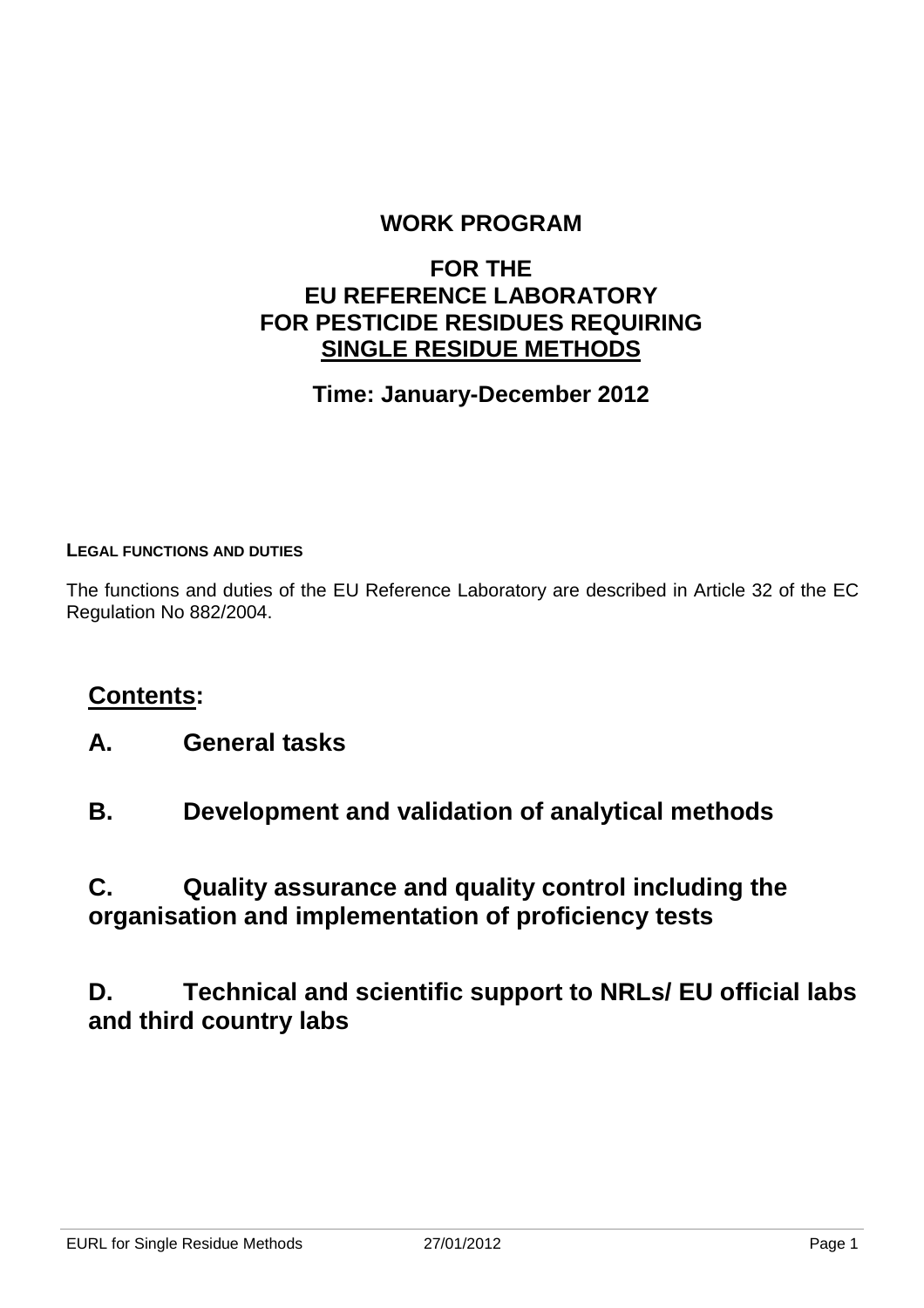# WORK PROGRAM

## FOR THE EU REFERENCE LABORATORY FOR PESTICIDE RESIDUES REQUIRING SINGLE RESIDUE METHODS

**Time: January-December 2012**

### LEGAL FUNCTIONS AND DUTIES

The functions and duties of the EU Reference Laboratory are described in Article 32 of the EC Regulation No 882/2004.

## Contents:

**A. General tasks**

**B. Development and validation of analytical methods**

**C. Quality assurance and quality control including the organisation and implementation of proficiency tests**

**D. Technical and scientific support to NRLs/ EU official labs and third country labs**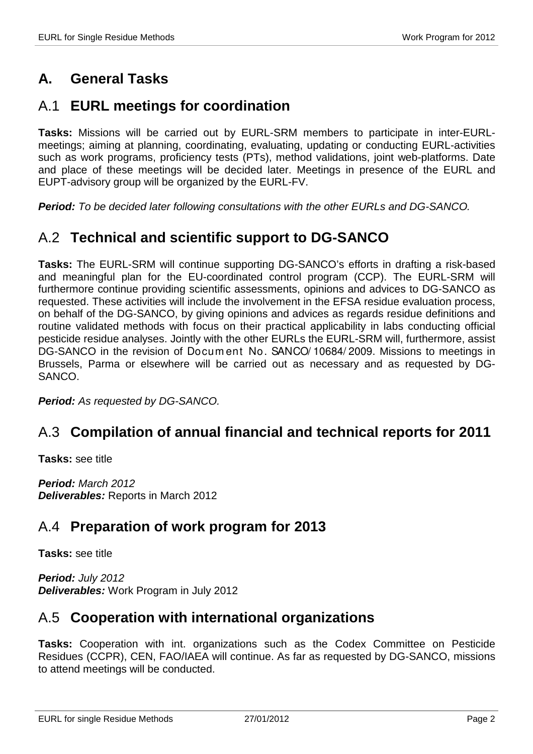# A. General Tasks

## A.1 EURL meetings for coordination

**Tasks:** Missions will be carried out by EURL-SRM members to participate in inter-EURL-meetings; aiming at planning, coordinating, evaluating, updating or conducting EURL-activities such as work programs, proficiency tests (PTs), method validations, joint web-platforms. Date and place of these meetings will be decided later. Meetings in presence of the EURL and EUPT-advisory group will be organized by the EURL-FV.

***Period:*** *To be decided later following consultations with the other EURLs and DG-SANCO.*

## A.2 Technical and scientific support to DG-SANCO

**Tasks:** The EURL-SRM will continue supporting DG-SANCO's efforts in drafting a risk-based and meaningful plan for the EU-coordinated control program (CCP). The EURL-SRM will furthermore continue providing scientific assessments, opinions and advices to DG-SANCO as requested. These activities will include the involvement in the EFSA residue evaluation process, on behalf of the DG-SANCO, by giving opinions and advices as regards residue definitions and routine validated methods with focus on their practical applicability in labs conducting official pesticide residue analyses. Jointly with the other EURLs the EURL-SRM will, furthermore, assist DG-SANCO in the revision of Document No. SANCO/10684/2009. Missions to meetings in Brussels, Parma or elsewhere will be carried out as necessary and as requested by DG-SANCO.

***Period:*** *As requested by DG-SANCO.*

## A.3 Compilation of annual financial and technical reports for 2011

**Tasks:** see title

***Period:*** *March 2012*
***Deliverables:*** Reports in March 2012

## A.4 Preparation of work program for 2013

**Tasks:** see title

***Period:*** *July 2012*
***Deliverables:*** Work Program in July 2012

## A.5 Cooperation with international organizations

**Tasks:** Cooperation with int. organizations such as the Codex Committee on Pesticide Residues (CCPR), CEN, FAO/IAEA will continue. As far as requested by DG-SANCO, missions to attend meetings will be conducted.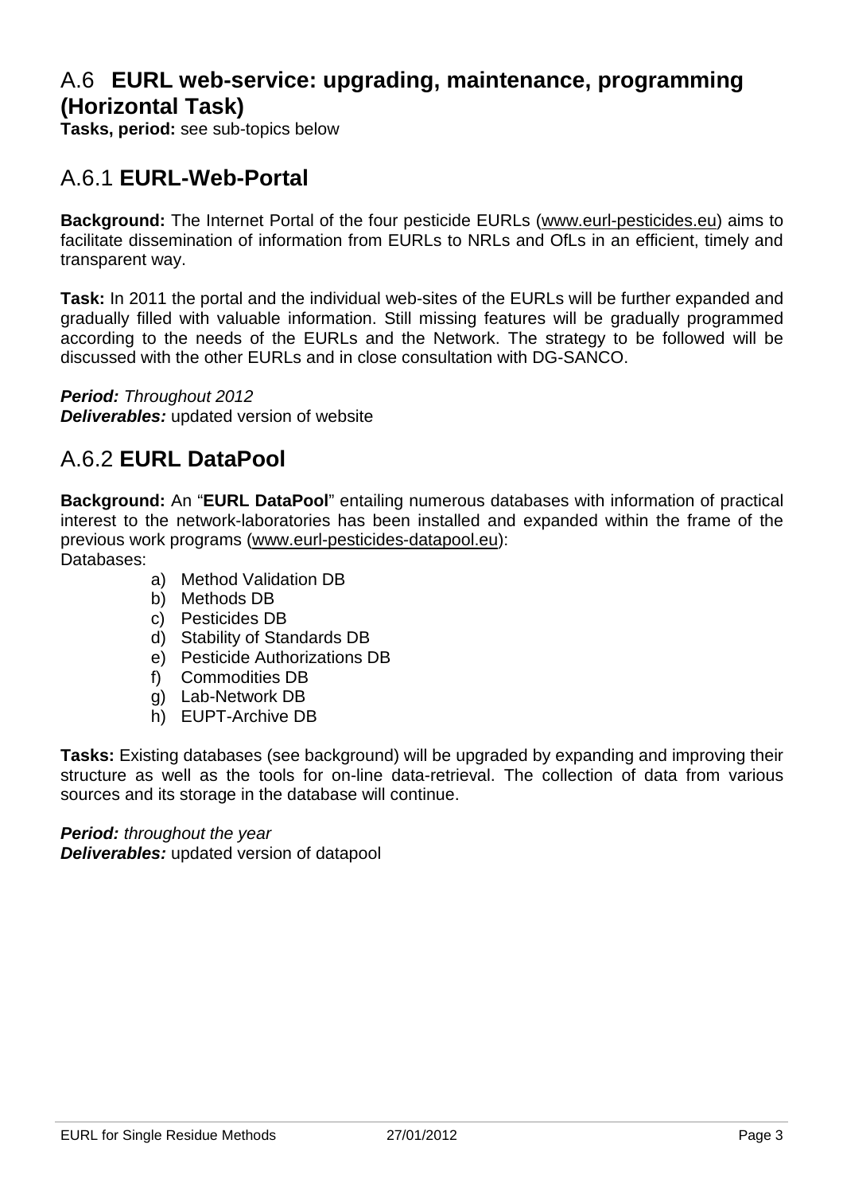## A.6 **EURL web-service: upgrading, maintenance, programming (Horizontal Task)**

**Tasks, period:** see sub-topics below

## A.6.1 **EURL-Web-Portal**

**Background:** The Internet Portal of the four pesticide EURLs (www.eurl-pesticides.eu) aims to facilitate dissemination of information from EURLs to NRLs and OfLs in an efficient, timely and transparent way.

**Task:** In 2011 the portal and the individual web-sites of the EURLs will be further expanded and gradually filled with valuable information. Still missing features will be gradually programmed according to the needs of the EURLs and the Network. The strategy to be followed will be discussed with the other EURLs and in close consultation with DG-SANCO.

***Period:*** *Throughout 2012*
***Deliverables:*** updated version of website

## A.6.2 **EURL DataPool**

**Background:** An "**EURL DataPool**" entailing numerous databases with information of practical interest to the network-laboratories has been installed and expanded within the frame of the previous work programs (www.eurl-pesticides-datapool.eu):
Databases:

a) Method Validation DB
b) Methods DB
c) Pesticides DB
d) Stability of Standards DB
e) Pesticide Authorizations DB
f) Commodities DB
g) Lab-Network DB
h) EUPT-Archive DB

**Tasks:** Existing databases (see background) will be upgraded by expanding and improving their structure as well as the tools for on-line data-retrieval. The collection of data from various sources and its storage in the database will continue.

***Period:*** *throughout the year*
***Deliverables:*** updated version of datapool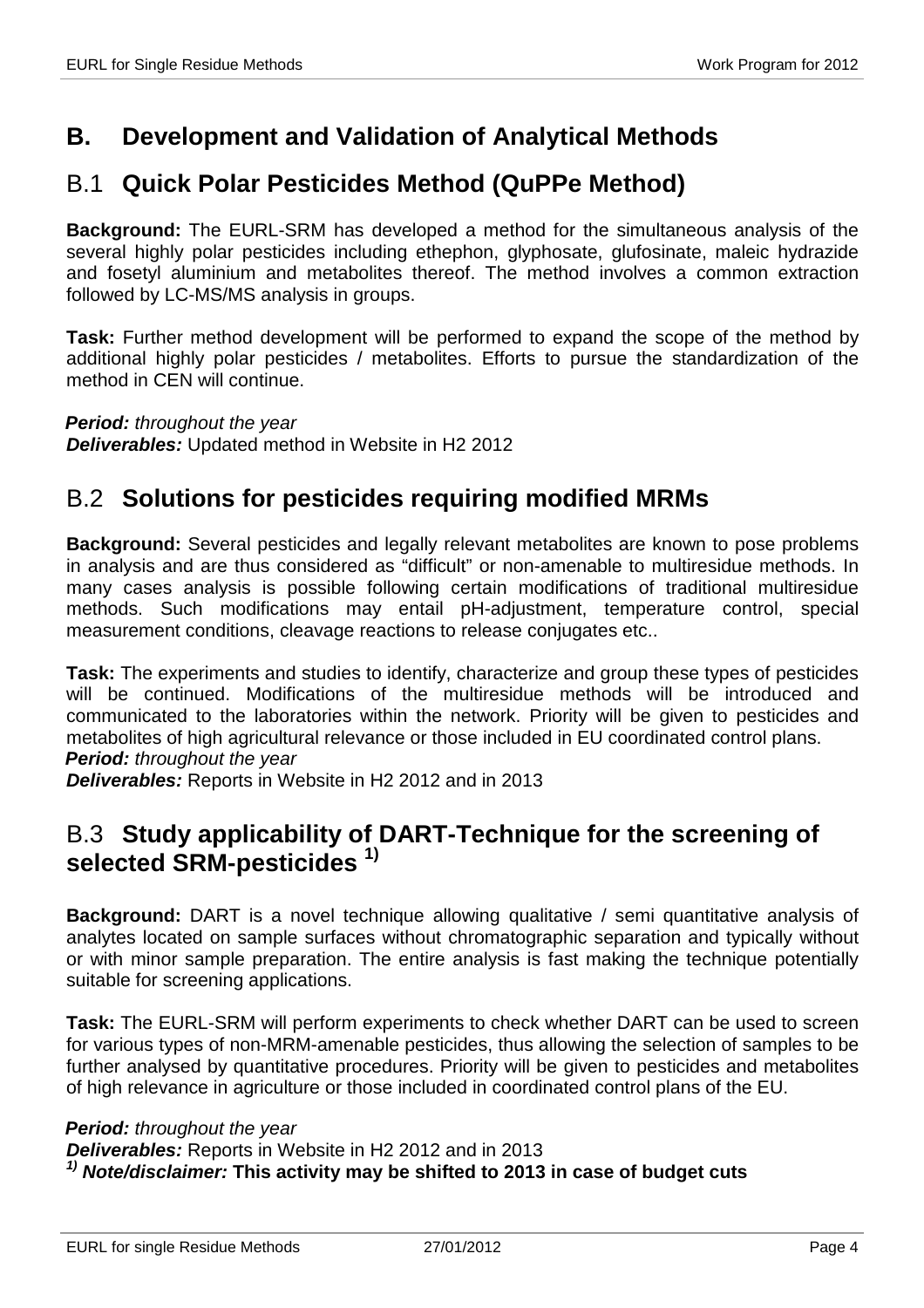# B. Development and Validation of Analytical Methods

## B.1 Quick Polar Pesticides Method (QuPPe Method)

**Background:** The EURL-SRM has developed a method for the simultaneous analysis of the several highly polar pesticides including ethephon, glyphosate, glufosinate, maleic hydrazide and fosetyl aluminium and metabolites thereof. The method involves a common extraction followed by LC-MS/MS analysis in groups.

**Task:** Further method development will be performed to expand the scope of the method by additional highly polar pesticides / metabolites. Efforts to pursue the standardization of the method in CEN will continue.

***Period:*** *throughout the year*
***Deliverables:*** Updated method in Website in H2 2012

## B.2 Solutions for pesticides requiring modified MRMs

**Background:** Several pesticides and legally relevant metabolites are known to pose problems in analysis and are thus considered as "difficult" or non-amenable to multiresidue methods. In many cases analysis is possible following certain modifications of traditional multiresidue methods. Such modifications may entail pH-adjustment, temperature control, special measurement conditions, cleavage reactions to release conjugates etc..

**Task:** The experiments and studies to identify, characterize and group these types of pesticides will be continued. Modifications of the multiresidue methods will be introduced and communicated to the laboratories within the network. Priority will be given to pesticides and metabolites of high agricultural relevance or those included in EU coordinated control plans.
***Period:*** *throughout the year*
***Deliverables:*** Reports in Website in H2 2012 and in 2013

## B.3 Study applicability of DART-Technique for the screening of selected SRM-pesticides [1)]

**Background:** DART is a novel technique allowing qualitative / semi quantitative analysis of analytes located on sample surfaces without chromatographic separation and typically without or with minor sample preparation. The entire analysis is fast making the technique potentially suitable for screening applications.

**Task:** The EURL-SRM will perform experiments to check whether DART can be used to screen for various types of non-MRM-amenable pesticides, thus allowing the selection of samples to be further analysed by quantitative procedures. Priority will be given to pesticides and metabolites of high relevance in agriculture or those included in coordinated control plans of the EU.

***Period:*** *throughout the year*
***Deliverables:*** Reports in Website in H2 2012 and in 2013
[1)] ***Note/disclaimer:*** **This activity may be shifted to 2013 in case of budget cuts**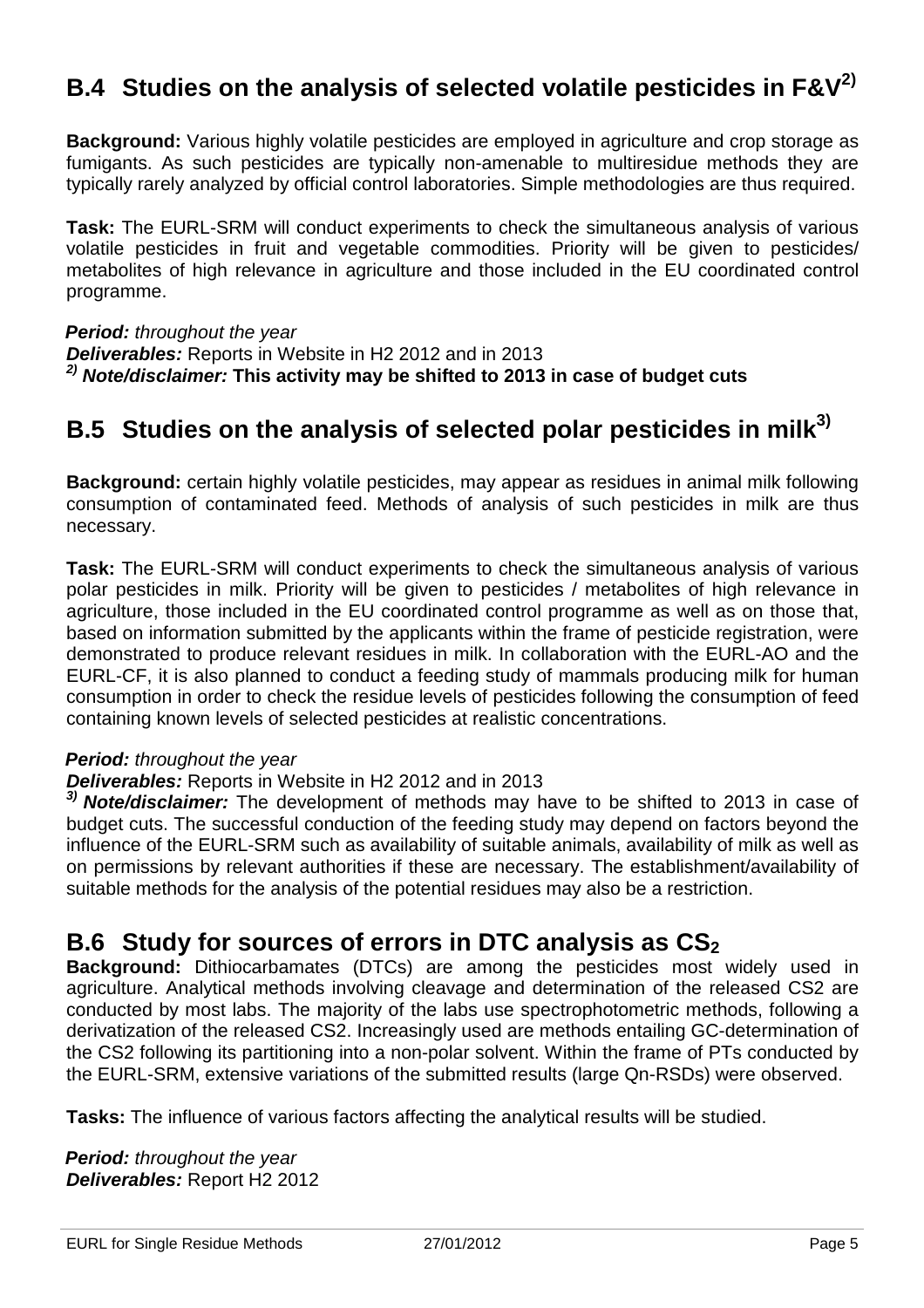## B.4 Studies on the analysis of selected volatile pesticides in F&V[2)]

**Background:** Various highly volatile pesticides are employed in agriculture and crop storage as fumigants. As such pesticides are typically non-amenable to multiresidue methods they are typically rarely analyzed by official control laboratories. Simple methodologies are thus required.

**Task:** The EURL-SRM will conduct experiments to check the simultaneous analysis of various volatile pesticides in fruit and vegetable commodities. Priority will be given to pesticides/ metabolites of high relevance in agriculture and those included in the EU coordinated control programme.

***Period:*** *throughout the year*
***Deliverables:*** Reports in Website in H2 2012 and in 2013
***[2)] Note/disclaimer:*** **This activity may be shifted to 2013 in case of budget cuts**

## B.5 Studies on the analysis of selected polar pesticides in milk[3)]

**Background:** certain highly volatile pesticides, may appear as residues in animal milk following consumption of contaminated feed. Methods of analysis of such pesticides in milk are thus necessary.

**Task:** The EURL-SRM will conduct experiments to check the simultaneous analysis of various polar pesticides in milk. Priority will be given to pesticides / metabolites of high relevance in agriculture, those included in the EU coordinated control programme as well as on those that, based on information submitted by the applicants within the frame of pesticide registration, were demonstrated to produce relevant residues in milk. In collaboration with the EURL-AO and the EURL-CF, it is also planned to conduct a feeding study of mammals producing milk for human consumption in order to check the residue levels of pesticides following the consumption of feed containing known levels of selected pesticides at realistic concentrations.

***Period:*** *throughout the year*
***Deliverables:*** Reports in Website in H2 2012 and in 2013
***[3)] Note/disclaimer:*** The development of methods may have to be shifted to 2013 in case of budget cuts. The successful conduction of the feeding study may depend on factors beyond the influence of the EURL-SRM such as availability of suitable animals, availability of milk as well as on permissions by relevant authorities if these are necessary. The establishment/availability of suitable methods for the analysis of the potential residues may also be a restriction.

## B.6 Study for sources of errors in DTC analysis as $CS_2$

**Background:** Dithiocarbamates (DTCs) are among the pesticides most widely used in agriculture. Analytical methods involving cleavage and determination of the released CS2 are conducted by most labs. The majority of the labs use spectrophotometric methods, following a derivatization of the released CS2. Increasingly used are methods entailing GC-determination of the CS2 following its partitioning into a non-polar solvent. Within the frame of PTs conducted by the EURL-SRM, extensive variations of the submitted results (large Qn-RSDs) were observed.

**Tasks:** The influence of various factors affecting the analytical results will be studied.

***Period:*** *throughout the year*
***Deliverables:*** Report H2 2012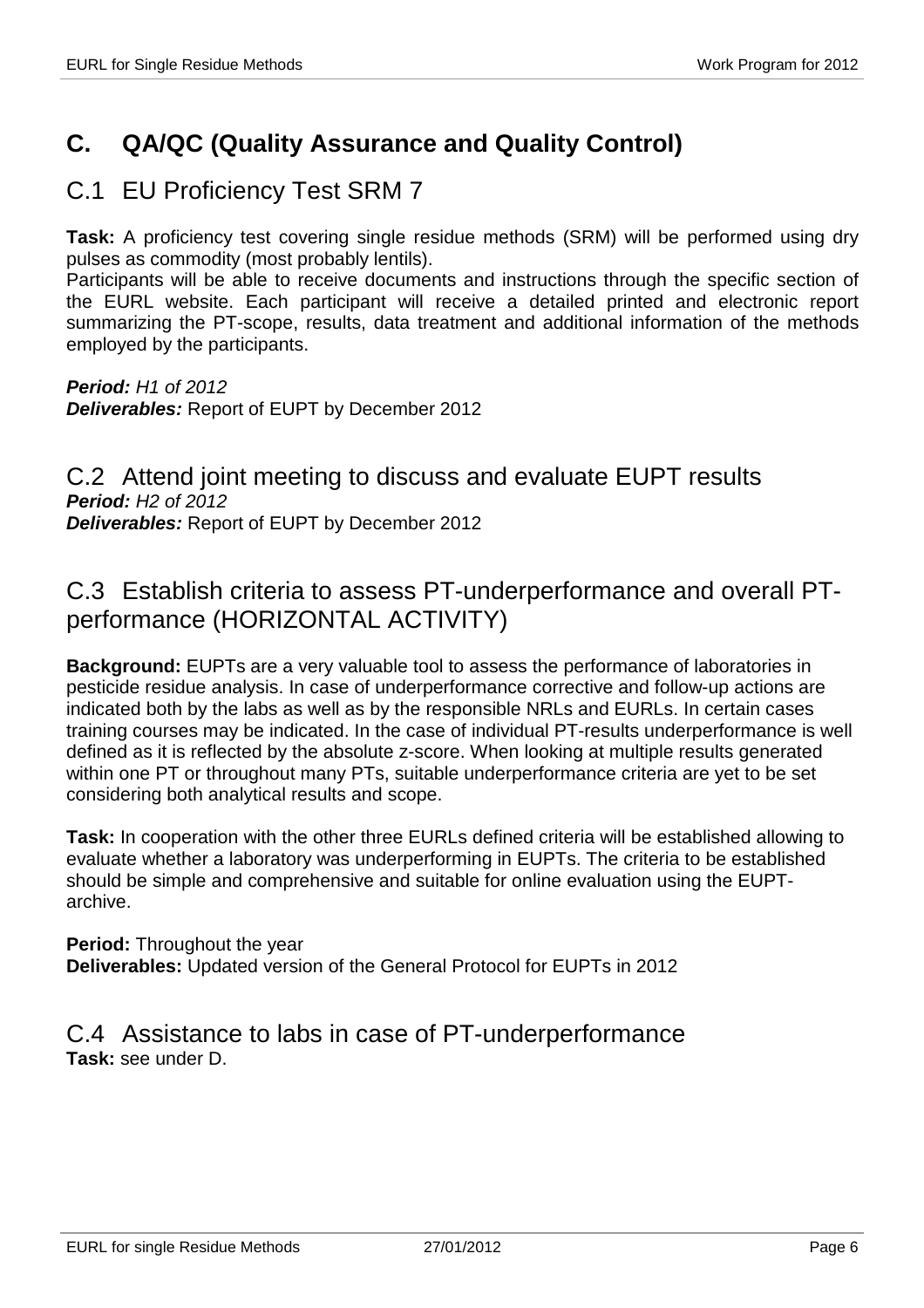# C. QA/QC (Quality Assurance and Quality Control)

## C.1 EU Proficiency Test SRM 7

**Task:** A proficiency test covering single residue methods (SRM) will be performed using dry pulses as commodity (most probably lentils).
Participants will be able to receive documents and instructions through the specific section of the EURL website. Each participant will receive a detailed printed and electronic report summarizing the PT-scope, results, data treatment and additional information of the methods employed by the participants.

***Period:*** *H1 of 2012*
***Deliverables:*** Report of EUPT by December 2012

## C.2 Attend joint meeting to discuss and evaluate EUPT results

***Period:*** *H2 of 2012*
***Deliverables:*** Report of EUPT by December 2012

## C.3 Establish criteria to assess PT-underperformance and overall PT-performance (HORIZONTAL ACTIVITY)

**Background:** EUPTs are a very valuable tool to assess the performance of laboratories in pesticide residue analysis. In case of underperformance corrective and follow-up actions are indicated both by the labs as well as by the responsible NRLs and EURLs. In certain cases training courses may be indicated. In the case of individual PT-results underperformance is well defined as it is reflected by the absolute z-score. When looking at multiple results generated within one PT or throughout many PTs, suitable underperformance criteria are yet to be set considering both analytical results and scope.

**Task:** In cooperation with the other three EURLs defined criteria will be established allowing to evaluate whether a laboratory was underperforming in EUPTs. The criteria to be established should be simple and comprehensive and suitable for online evaluation using the EUPT-archive.

**Period:** Throughout the year
**Deliverables:** Updated version of the General Protocol for EUPTs in 2012

## C.4 Assistance to labs in case of PT-underperformance

**Task:** see under D.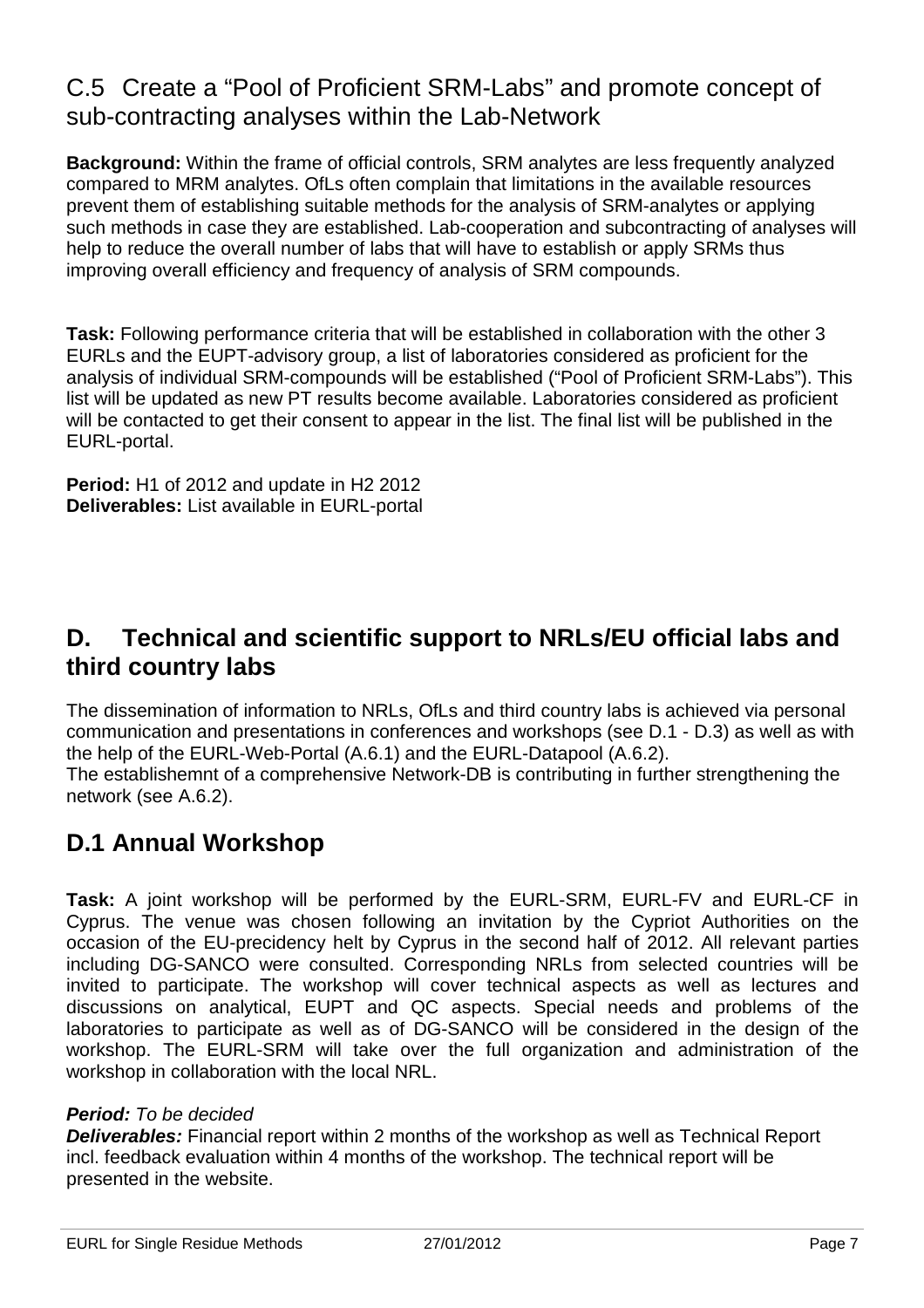## C.5 Create a "Pool of Proficient SRM-Labs" and promote concept of sub-contracting analyses within the Lab-Network

**Background:** Within the frame of official controls, SRM analytes are less frequently analyzed compared to MRM analytes. OfLs often complain that limitations in the available resources prevent them of establishing suitable methods for the analysis of SRM-analytes or applying such methods in case they are established. Lab-cooperation and subcontracting of analyses will help to reduce the overall number of labs that will have to establish or apply SRMs thus improving overall efficiency and frequency of analysis of SRM compounds.

**Task:** Following performance criteria that will be established in collaboration with the other 3 EURLs and the EUPT-advisory group, a list of laboratories considered as proficient for the analysis of individual SRM-compounds will be established ("Pool of Proficient SRM-Labs"). This list will be updated as new PT results become available. Laboratories considered as proficient will be contacted to get their consent to appear in the list. The final list will be published in the EURL-portal.

**Period:** H1 of 2012 and update in H2 2012
**Deliverables:** List available in EURL-portal

# D. Technical and scientific support to NRLs/EU official labs and third country labs

The dissemination of information to NRLs, OfLs and third country labs is achieved via personal communication and presentations in conferences and workshops (see D.1 - D.3) as well as with the help of the EURL-Web-Portal (A.6.1) and the EURL-Datapool (A.6.2).
The establishemnt of a comprehensive Network-DB is contributing in further strengthening the network (see A.6.2).

## D.1 Annual Workshop

**Task:** A joint workshop will be performed by the EURL-SRM, EURL-FV and EURL-CF in Cyprus. The venue was chosen following an invitation by the Cypriot Authorities on the occasion of the EU-precidency helt by Cyprus in the second half of 2012. All relevant parties including DG-SANCO were consulted. Corresponding NRLs from selected countries will be invited to participate. The workshop will cover technical aspects as well as lectures and discussions on analytical, EUPT and QC aspects. Special needs and problems of the laboratories to participate as well as of DG-SANCO will be considered in the design of the workshop. The EURL-SRM will take over the full organization and administration of the workshop in collaboration with the local NRL.

***Period:*** *To be decided*
***Deliverables:*** Financial report within 2 months of the workshop as well as Technical Report incl. feedback evaluation within 4 months of the workshop. The technical report will be presented in the website.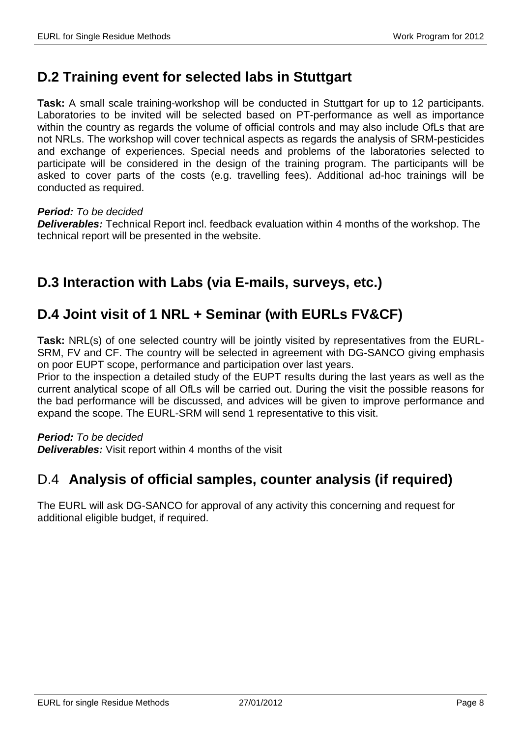## D.2 Training event for selected labs in Stuttgart

**Task:** A small scale training-workshop will be conducted in Stuttgart for up to 12 participants. Laboratories to be invited will be selected based on PT-performance as well as importance within the country as regards the volume of official controls and may also include OfLs that are not NRLs. The workshop will cover technical aspects as regards the analysis of SRM-pesticides and exchange of experiences. Special needs and problems of the laboratories selected to participate will be considered in the design of the training program. The participants will be asked to cover parts of the costs (e.g. travelling fees). Additional ad-hoc trainings will be conducted as required.

***Period:*** *To be decided*
***Deliverables:*** Technical Report incl. feedback evaluation within 4 months of the workshop. The technical report will be presented in the website.

## D.3 Interaction with Labs (via E-mails, surveys, etc.)

## D.4 Joint visit of 1 NRL + Seminar (with EURLs FV&CF)

**Task:** NRL(s) of one selected country will be jointly visited by representatives from the EURL-SRM, FV and CF. The country will be selected in agreement with DG-SANCO giving emphasis on poor EUPT scope, performance and participation over last years.
Prior to the inspection a detailed study of the EUPT results during the last years as well as the current analytical scope of all OfLs will be carried out. During the visit the possible reasons for the bad performance will be discussed, and advices will be given to improve performance and expand the scope. The EURL-SRM will send 1 representative to this visit.

***Period:*** *To be decided*
***Deliverables:*** Visit report within 4 months of the visit

## D.4 **Analysis of official samples, counter analysis (if required)**

The EURL will ask DG-SANCO for approval of any activity this concerning and request for additional eligible budget, if required.